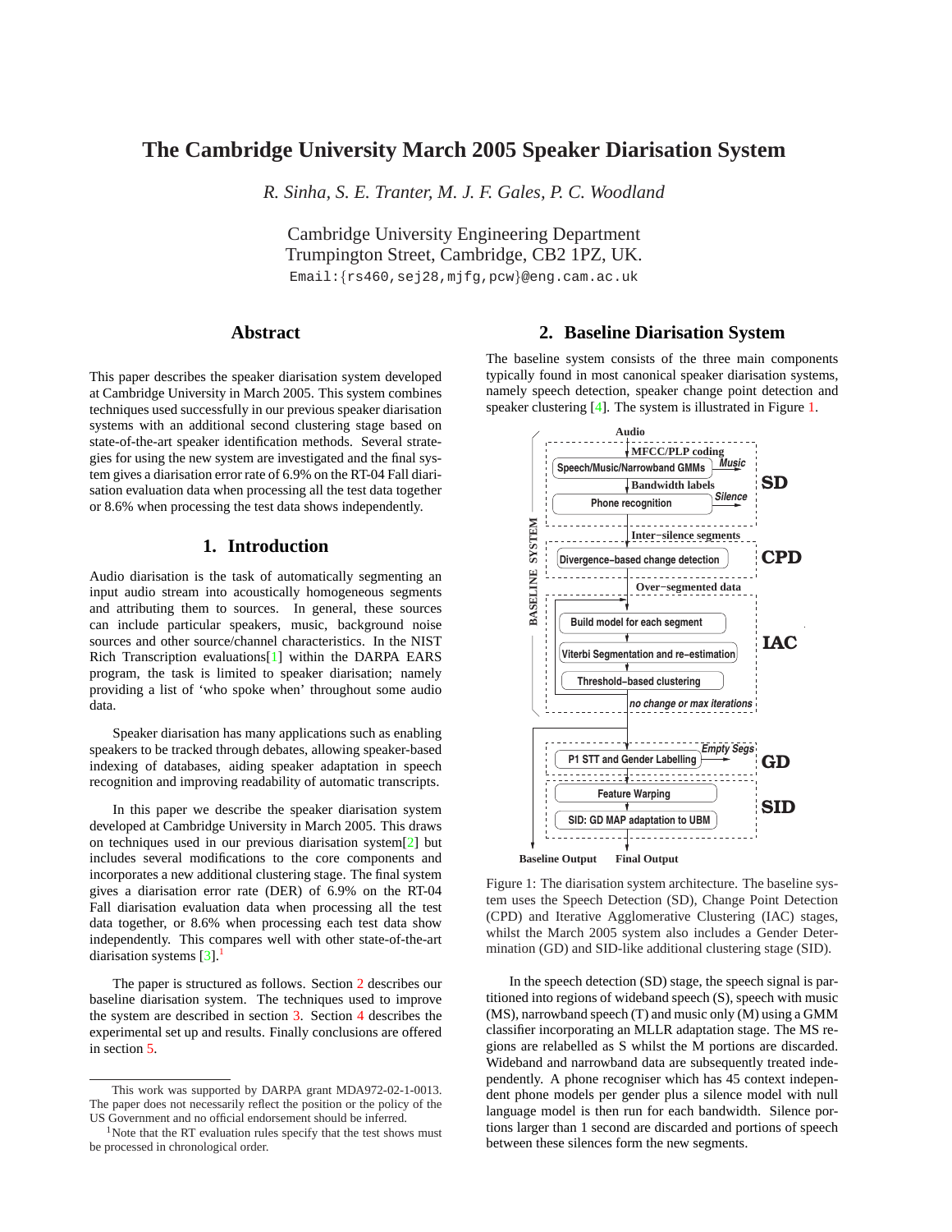# The Cambridge University March 2005 Speaker Diarisation System

*R. Sinha, S. E. Tranter, M. J. F. Gales, P. C. Woodland*

Cambridge University Engineering Department
Trumpington Street, Cambridge, CB2 1PZ, UK.
Email:{rs460,sej28,mjfg,pcw}@eng.cam.ac.uk

## Abstract

This paper describes the speaker diarisation system developed at Cambridge University in March 2005. This system combines techniques used successfully in our previous speaker diarisation systems with an additional second clustering stage based on state-of-the-art speaker identification methods. Several strategies for using the new system are investigated and the final system gives a diarisation error rate of 6.9% on the RT-04 Fall diarisation evaluation data when processing all the test data together or 8.6% when processing the test data shows independently.

## 1. Introduction

Audio diarisation is the task of automatically segmenting an input audio stream into acoustically homogeneous segments and attributing them to sources. In general, these sources can include particular speakers, music, background noise sources and other source/channel characteristics. In the NIST Rich Transcription evaluations[1] within the DARPA EARS program, the task is limited to speaker diarisation; namely providing a list of 'who spoke when' throughout some audio data.

Speaker diarisation has many applications such as enabling speakers to be tracked through debates, allowing speaker-based indexing of databases, aiding speaker adaptation in speech recognition and improving readability of automatic transcripts.

In this paper we describe the speaker diarisation system developed at Cambridge University in March 2005. This draws on techniques used in our previous diarisation system[2] but includes several modifications to the core components and incorporates a new additional clustering stage. The final system gives a diarisation error rate (DER) of 6.9% on the RT-04 Fall diarisation evaluation data when processing all the test data together, or 8.6% when processing each test data show independently. This compares well with other state-of-the-art diarisation systems [3].[1]

The paper is structured as follows. Section 2 describes our baseline diarisation system. The techniques used to improve the system are described in section 3. Section 4 describes the experimental set up and results. Finally conclusions are offered in section 5.

This work was supported by DARPA grant MDA972-02-1-0013. The paper does not necessarily reflect the position or the policy of the US Government and no official endorsement should be inferred.

[1] Note that the RT evaluation rules specify that the test shows must be processed in chronological order.

## 2. Baseline Diarisation System

The baseline system consists of the three main components typically found in most canonical speaker diarisation systems, namely speech detection, speaker change point detection and speaker clustering [4]. The system is illustrated in Figure 1.

Figure 1: The diarisation system architecture. The baseline system uses the Speech Detection (SD), Change Point Detection (CPD) and Iterative Agglomerative Clustering (IAC) stages, whilst the March 2005 system also includes a Gender Determination (GD) and SID-like additional clustering stage (SID).

In the speech detection (SD) stage, the speech signal is partitioned into regions of wideband speech (S), speech with music (MS), narrowband speech (T) and music only (M) using a GMM classifier incorporating an MLLR adaptation stage. The MS regions are relabelled as S whilst the M portions are discarded. Wideband and narrowband data are subsequently treated independently. A phone recogniser which has 45 context independent phone models per gender plus a silence model with null language model is then run for each bandwidth. Silence portions larger than 1 second are discarded and portions of speech between these silences form the new segments.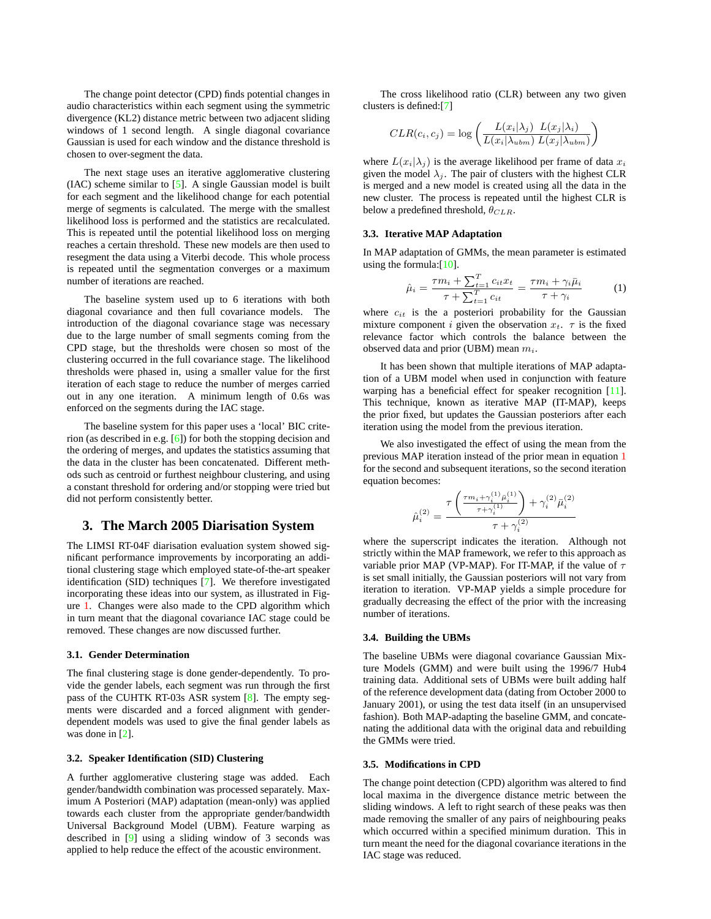The change point detector (CPD) finds potential changes in audio characteristics within each segment using the symmetric divergence (KL2) distance metric between two adjacent sliding windows of 1 second length. A single diagonal covariance Gaussian is used for each window and the distance threshold is chosen to over-segment the data.

The next stage uses an iterative agglomerative clustering (IAC) scheme similar to [5]. A single Gaussian model is built for each segment and the likelihood change for each potential merge of segments is calculated. The merge with the smallest likelihood loss is performed and the statistics are recalculated. This is repeated until the potential likelihood loss on merging reaches a certain threshold. These new models are then used to resegment the data using a Viterbi decode. This whole process is repeated until the segmentation converges or a maximum number of iterations are reached.

The baseline system used up to 6 iterations with both diagonal covariance and then full covariance models. The introduction of the diagonal covariance stage was necessary due to the large number of small segments coming from the CPD stage, but the thresholds were chosen so most of the clustering occurred in the full covariance stage. The likelihood thresholds were phased in, using a smaller value for the first iteration of each stage to reduce the number of merges carried out in any one iteration. A minimum length of 0.6s was enforced on the segments during the IAC stage.

The baseline system for this paper uses a 'local' BIC criterion (as described in e.g. [6]) for both the stopping decision and the ordering of merges, and updates the statistics assuming that the data in the cluster has been concatenated. Different methods such as centroid or furthest neighbour clustering, and using a constant threshold for ordering and/or stopping were tried but did not perform consistently better.

## 3. The March 2005 Diarisation System

The LIMSI RT-04F diarisation evaluation system showed significant performance improvements by incorporating an additional clustering stage which employed state-of-the-art speaker identification (SID) techniques [7]. We therefore investigated incorporating these ideas into our system, as illustrated in Figure 1. Changes were also made to the CPD algorithm which in turn meant that the diagonal covariance IAC stage could be removed. These changes are now discussed further.

### 3.1. Gender Determination

The final clustering stage is done gender-dependently. To provide the gender labels, each segment was run through the first pass of the CUHTK RT-03s ASR system [8]. The empty segments were discarded and a forced alignment with gender-dependent models was used to give the final gender labels as was done in [2].

### 3.2. Speaker Identification (SID) Clustering

A further agglomerative clustering stage was added. Each gender/bandwidth combination was processed separately. Maximum A Posteriori (MAP) adaptation (mean-only) was applied towards each cluster from the appropriate gender/bandwidth Universal Background Model (UBM). Feature warping as described in [9] using a sliding window of 3 seconds was applied to help reduce the effect of the acoustic environment.

The cross likelihood ratio (CLR) between any two given clusters is defined:[7]

$$CLR(c_i, c_j) = \log\left(\frac{L(x_i|\lambda_j)\ \ L(x_j|\lambda_i)}{L(x_i|\lambda_{ubm})\ L(x_j|\lambda_{ubm})}\right)$$

where $L(x_i|\lambda_j)$ is the average likelihood per frame of data $x_i$ given the model $\lambda_j$. The pair of clusters with the highest CLR is merged and a new model is created using all the data in the new cluster. The process is repeated until the highest CLR is below a predefined threshold, $\theta_{CLR}$.

### 3.3. Iterative MAP Adaptation

In MAP adaptation of GMMs, the mean parameter is estimated using the formula:[10].

$$\hat{\mu}_i = \frac{\tau m_i + \sum_{t=1}^{T} c_{it} x_t}{\tau + \sum_{t=1}^{T} c_{it}} = \frac{\tau m_i + \gamma_i \bar{\mu}_i}{\tau + \gamma_i} \qquad (1)$$

where $c_{it}$ is the a posteriori probability for the Gaussian mixture component $i$ given the observation $x_t$. $\tau$ is the fixed relevance factor which controls the balance between the observed data and prior (UBM) mean $m_i$.

It has been shown that multiple iterations of MAP adaptation of a UBM model when used in conjunction with feature warping has a beneficial effect for speaker recognition [11]. This technique, known as iterative MAP (IT-MAP), keeps the prior fixed, but updates the Gaussian posteriors after each iteration using the model from the previous iteration.

We also investigated the effect of using the mean from the previous MAP iteration instead of the prior mean in equation 1 for the second and subsequent iterations, so the second iteration equation becomes:

$$\hat{\mu}_i^{(2)} = \frac{\tau\left(\frac{\tau m_i + \gamma_i^{(1)}\bar{\mu}_i^{(1)}}{\tau + \gamma_i^{(1)}}\right) + \gamma_i^{(2)}\bar{\mu}_i^{(2)}}{\tau + \gamma_i^{(2)}}$$

where the superscript indicates the iteration. Although not strictly within the MAP framework, we refer to this approach as variable prior MAP (VP-MAP). For IT-MAP, if the value of $\tau$ is set small initially, the Gaussian posteriors will not vary from iteration to iteration. VP-MAP yields a simple procedure for gradually decreasing the effect of the prior with the increasing number of iterations.

### 3.4. Building the UBMs

The baseline UBMs were diagonal covariance Gaussian Mixture Models (GMM) and were built using the 1996/7 Hub4 training data. Additional sets of UBMs were built adding half of the reference development data (dating from October 2000 to January 2001), or using the test data itself (in an unsupervised fashion). Both MAP-adapting the baseline GMM, and concatenating the additional data with the original data and rebuilding the GMMs were tried.

### 3.5. Modifications in CPD

The change point detection (CPD) algorithm was altered to find local maxima in the divergence distance metric between the sliding windows. A left to right search of these peaks was then made removing the smaller of any pairs of neighbouring peaks which occurred within a specified minimum duration. This in turn meant the need for the diagonal covariance iterations in the IAC stage was reduced.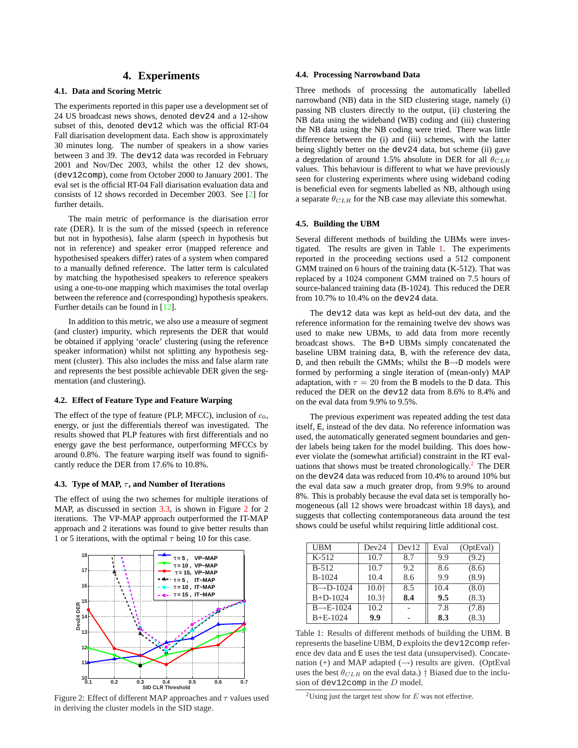## 4. Experiments

### 4.1. Data and Scoring Metric

The experiments reported in this paper use a development set of 24 US broadcast news shows, denoted `dev24` and a 12-show subset of this, denoted `dev12` which was the official RT-04 Fall diarisation development data. Each show is approximately 30 minutes long. The number of speakers in a show varies between 3 and 39. The `dev12` data was recorded in February 2001 and Nov/Dec 2003, whilst the other 12 dev shows, (`dev12comp`), come from October 2000 to January 2001. The eval set is the official RT-04 Fall diarisation evaluation data and consists of 12 shows recorded in December 2003. See [2] for further details.

The main metric of performance is the diarisation error rate (DER). It is the sum of the missed (speech in reference but not in hypothesis), false alarm (speech in hypothesis but not in reference) and speaker error (mapped reference and hypothesised speakers differ) rates of a system when compared to a manually defined reference. The latter term is calculated by matching the hypothesised speakers to reference speakers using a one-to-one mapping which maximises the total overlap between the reference and (corresponding) hypothesis speakers. Further details can be found in [12].

In addition to this metric, we also use a measure of segment (and cluster) impurity, which represents the DER that would be obtained if applying 'oracle' clustering (using the reference speaker information) whilst not splitting any hypothesis segment (cluster). This also includes the miss and false alarm rate and represents the best possible achievable DER given the segmentation (and clustering).

### 4.2. Effect of Feature Type and Feature Warping

The effect of the type of feature (PLP, MFCC), inclusion of $c_0$, energy, or just the differentials thereof was investigated. The results showed that PLP features with first differentials and no energy gave the best performance, outperforming MFCCs by around 0.8%. The feature warping itself was found to significantly reduce the DER from 17.6% to 10.8%.

### 4.3. Type of MAP, $\tau$, and Number of Iterations

The effect of using the two schemes for multiple iterations of MAP, as discussed in section 3.3, is shown in Figure 2 for 2 iterations. The VP-MAP approach outperformed the IT-MAP approach and 2 iterations was found to give better results than 1 or 5 iterations, with the optimal $\tau$ being 10 for this case.

Figure 2: Effect of different MAP approaches and $\tau$ values used in deriving the cluster models in the SID stage.

### 4.4. Processing Narrowband Data

Three methods of processing the automatically labelled narrowband (NB) data in the SID clustering stage, namely (i) passing NB clusters directly to the output, (ii) clustering the NB data using the wideband (WB) coding and (iii) clustering the NB data using the NB coding were tried. There was little difference between the (i) and (iii) schemes, with the latter being slightly better on the `dev24` data, but scheme (ii) gave a degredation of around 1.5% absolute in DER for all $\theta_{CLR}$ values. This behaviour is different to what we have previously seen for clustering experiments where using wideband coding is beneficial even for segments labelled as NB, although using a separate $\theta_{CLR}$ for the NB case may alleviate this somewhat.

### 4.5. Building the UBM

Several different methods of building the UBMs were investigated. The results are given in Table 1. The experiments reported in the proceeding sections used a 512 component GMM trained on 6 hours of the training data (K-512). That was replaced by a 1024 component GMM trained on 7.5 hours of source-balanced training data (B-1024). This reduced the DER from 10.7% to 10.4% on the `dev24` data.

The `dev12` data was kept as held-out dev data, and the reference information for the remaining twelve dev shows was used to make new UBMs, to add data from more recently broadcast shows. The B+D UBMs simply concatenated the baseline UBM training data, B, with the reference dev data, D, and then rebuilt the GMMs; whilst the B→D models were formed by performing a single iteration of (mean-only) MAP adaptation, with $\tau = 20$ from the B models to the D data. This reduced the DER on the `dev12` data from 8.6% to 8.4% and on the eval data from 9.9% to 9.5%.

The previous experiment was repeated adding the test data itself, E, instead of the dev data. No reference information was used, the automatically generated segment boundaries and gender labels being taken for the model building. This does however violate the (somewhat artificial) constraint in the RT evaluations that shows must be treated chronologically.[2] The DER on the `dev24` data was reduced from 10.4% to around 10% but the eval data saw a much greater drop, from 9.9% to around 8%. This is probably because the eval data set is temporally homogeneous (all 12 shows were broadcast within 18 days), and suggests that collecting contemporaneous data around the test shows could be useful whilst requiring little additional cost.

| UBM | Dev24 | Dev12 | Eval | (OptEval) |
|---|---|---|---|---|
| K-512 | 10.7 | 8.7 | 9.9 | (9.2) |
| B-512 | 10.7 | 9.2 | 8.6 | (8.6) |
| B-1024 | 10.4 | 8.6 | 9.9 | (8.9) |
| B→D-1024 | 10.0† | 8.5 | 10.4 | (8.0) |
| B+D-1024 | 10.3† | **8.4** | **9.5** | (8.3) |
| B→E-1024 | 10.2 | - | 7.8 | (7.8) |
| B+E-1024 | **9.9** | - | **8.3** | (8.3) |

Table 1: Results of different methods of building the UBM. B represents the baseline UBM, D exploits the `dev12comp` reference dev data and E uses the test data (unsupervised). Concatenation (+) and MAP adapted (→) results are given. (OptEval uses the best $\theta_{CLR}$ on the eval data.) † Biased due to the inclusion of `dev12comp` in the $D$ model.

[2] Using just the target test show for $E$ was not effective.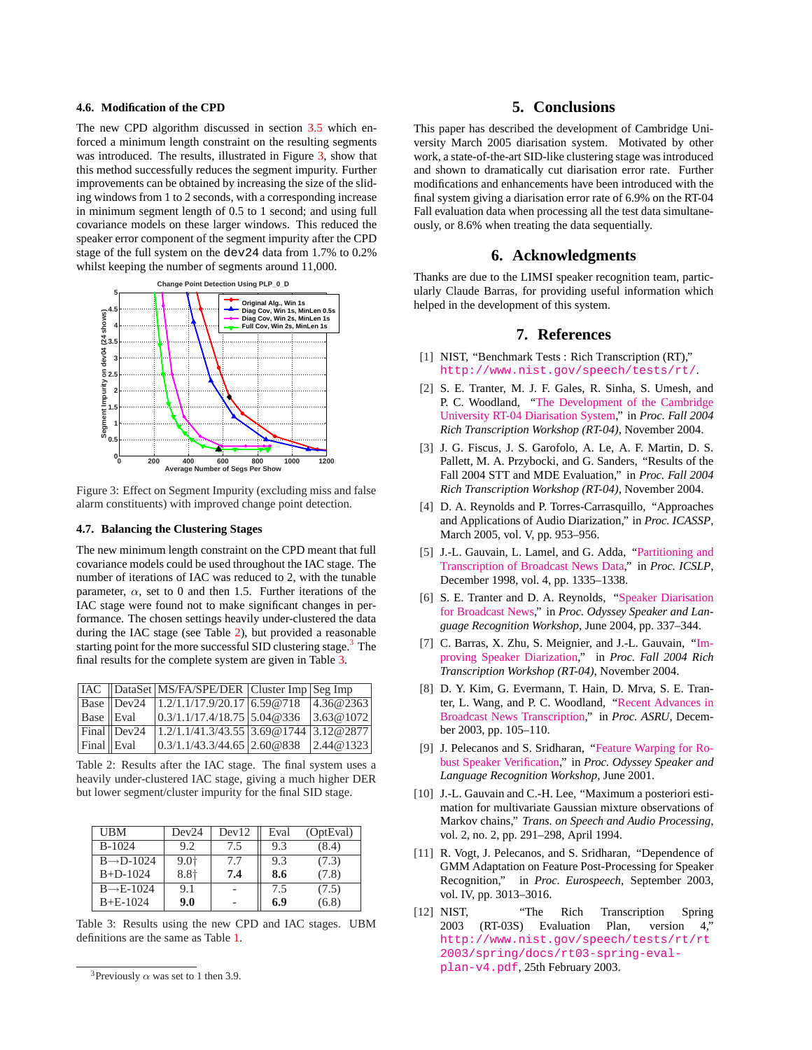### 4.6. Modification of the CPD

The new CPD algorithm discussed in section 3.5 which enforced a minimum length constraint on the resulting segments was introduced. The results, illustrated in Figure 3, show that this method successfully reduces the segment impurity. Further improvements can be obtained by increasing the size of the sliding windows from 1 to 2 seconds, with a corresponding increase in minimum segment length of 0.5 to 1 second; and using full covariance models on these larger windows. This reduced the speaker error component of the segment impurity after the CPD stage of the full system on the `dev24` data from 1.7% to 0.2% whilst keeping the number of segments around 11,000.

Change Point Detection Using PLP_0_D

Original Alg., Win 1s
Diag Cov, Win 1s, MinLen 0.5s
Diag Cov, Win 2s, MinLen 1s
Full Cov, Win 2s, MinLen 1s

Segment Impurity on dev04 (24 shows)

Average Number of Segs Per Show

0 200 400 600 800 1000 1200

0 0.5 1 1.5 2 2.5 3 3.5 4 4.5 5

Figure 3: Effect on Segment Impurity (excluding miss and false alarm constituents) with improved change point detection.

### 4.7. Balancing the Clustering Stages

The new minimum length constraint on the CPD meant that full covariance models could be used throughout the IAC stage. The number of iterations of IAC was reduced to 2, with the tunable parameter, $\alpha$, set to 0 and then 1.5. Further iterations of the IAC stage were found not to make significant changes in performance. The chosen settings heavily under-clustered the data during the IAC stage (see Table 2), but provided a reasonable starting point for the more successful SID clustering stage.[3] The final results for the complete system are given in Table 3.

| IAC | DataSet | MS/FA/SPE/DER | Cluster Imp | Seg Imp |
|---|---|---|---|---|
| Base | Dev24 | 1.2/1.1/17.9/20.17 | 6.59@718 | 4.36@2363 |
| Base | Eval | 0.3/1.1/17.4/18.75 | 5.04@336 | 3.63@1072 |
| Final | Dev24 | 1.2/1.1/41.3/43.55 | 3.69@1744 | 3.12@2877 |
| Final | Eval | 0.3/1.1/43.3/44.65 | 2.60@838 | 2.44@1323 |

Table 2: Results after the IAC stage. The final system uses a heavily under-clustered IAC stage, giving a much higher DER but lower segment/cluster impurity for the final SID stage.

| UBM | Dev24 | Dev12 | Eval | (OptEval) |
|---|---|---|---|---|
| B-1024 | 9.2 | 7.5 | 9.3 | (8.4) |
| B→D-1024 | 9.0† | 7.7 | 9.3 | (7.3) |
| B+D-1024 | 8.8† | **7.4** | **8.6** | (7.8) |
| B→E-1024 | 9.1 | - | 7.5 | (7.5) |
| B+E-1024 | **9.0** | - | **6.9** | (6.8) |

Table 3: Results using the new CPD and IAC stages. UBM definitions are the same as Table 1.

[3] Previously $\alpha$ was set to 1 then 3.9.

## 5. Conclusions

This paper has described the development of Cambridge University March 2005 diarisation system. Motivated by other work, a state-of-the-art SID-like clustering stage was introduced and shown to dramatically cut diarisation error rate. Further modifications and enhancements have been introduced with the final system giving a diarisation error rate of 6.9% on the RT-04 Fall evaluation data when processing all the test data simultaneously, or 8.6% when treating the data sequentially.

## 6. Acknowledgments

Thanks are due to the LIMSI speaker recognition team, particularly Claude Barras, for providing useful information which helped in the development of this system.

## 7. References

[1] NIST, "Benchmark Tests : Rich Transcription (RT)," `http://www.nist.gov/speech/tests/rt/`.

[2] S. E. Tranter, M. J. F. Gales, R. Sinha, S. Umesh, and P. C. Woodland, "The Development of the Cambridge University RT-04 Diarisation System," in *Proc. Fall 2004 Rich Transcription Workshop (RT-04)*, November 2004.

[3] J. G. Fiscus, J. S. Garofolo, A. Le, A. F. Martin, D. S. Pallett, M. A. Przybocki, and G. Sanders, "Results of the Fall 2004 STT and MDE Evaluation," in *Proc. Fall 2004 Rich Transcription Workshop (RT-04)*, November 2004.

[4] D. A. Reynolds and P. Torres-Carrasquillo, "Approaches and Applications of Audio Diarization," in *Proc. ICASSP*, March 2005, vol. V, pp. 953–956.

[5] J.-L. Gauvain, L. Lamel, and G. Adda, "Partitioning and Transcription of Broadcast News Data," in *Proc. ICSLP*, December 1998, vol. 4, pp. 1335–1338.

[6] S. E. Tranter and D. A. Reynolds, "Speaker Diarisation for Broadcast News," in *Proc. Odyssey Speaker and Language Recognition Workshop*, June 2004, pp. 337–344.

[7] C. Barras, X. Zhu, S. Meignier, and J.-L. Gauvain, "Improving Speaker Diarization," in *Proc. Fall 2004 Rich Transcription Workshop (RT-04)*, November 2004.

[8] D. Y. Kim, G. Evermann, T. Hain, D. Mrva, S. E. Tranter, L. Wang, and P. C. Woodland, "Recent Advances in Broadcast News Transcription," in *Proc. ASRU*, December 2003, pp. 105–110.

[9] J. Pelecanos and S. Sridharan, "Feature Warping for Robust Speaker Verification," in *Proc. Odyssey Speaker and Language Recognition Workshop*, June 2001.

[10] J.-L. Gauvain and C.-H. Lee, "Maximum a posteriori estimation for multivariate Gaussian mixture observations of Markov chains," *Trans. on Speech and Audio Processing*, vol. 2, no. 2, pp. 291–298, April 1994.

[11] R. Vogt, J. Pelecanos, and S. Sridharan, "Dependence of GMM Adaptation on Feature Post-Processing for Speaker Recognition," in *Proc. Eurospeech*, September 2003, vol. IV, pp. 3013–3016.

[12] NIST, "The Rich Transcription Spring 2003 (RT-03S) Evaluation Plan, version 4," `http://www.nist.gov/speech/tests/rt/rt2003/spring/docs/rt03-spring-eval-plan-v4.pdf`, 25th February 2003.